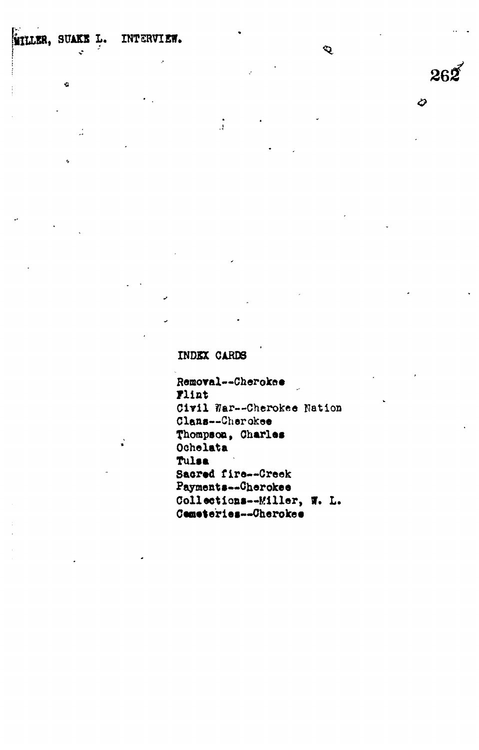MILLER, SUAKE L. INTERVIEW.

INDEX CARDS

Removal--Cherokee
Flint
Civil War--Cherokee Nation
Clans--Cherokee
Thompson, Charles
Ochelata
Tulsa
Sacred fire--Creek
Payments--Cherokee
Collections--Miller, W. L.
Cemeteries--Cherokee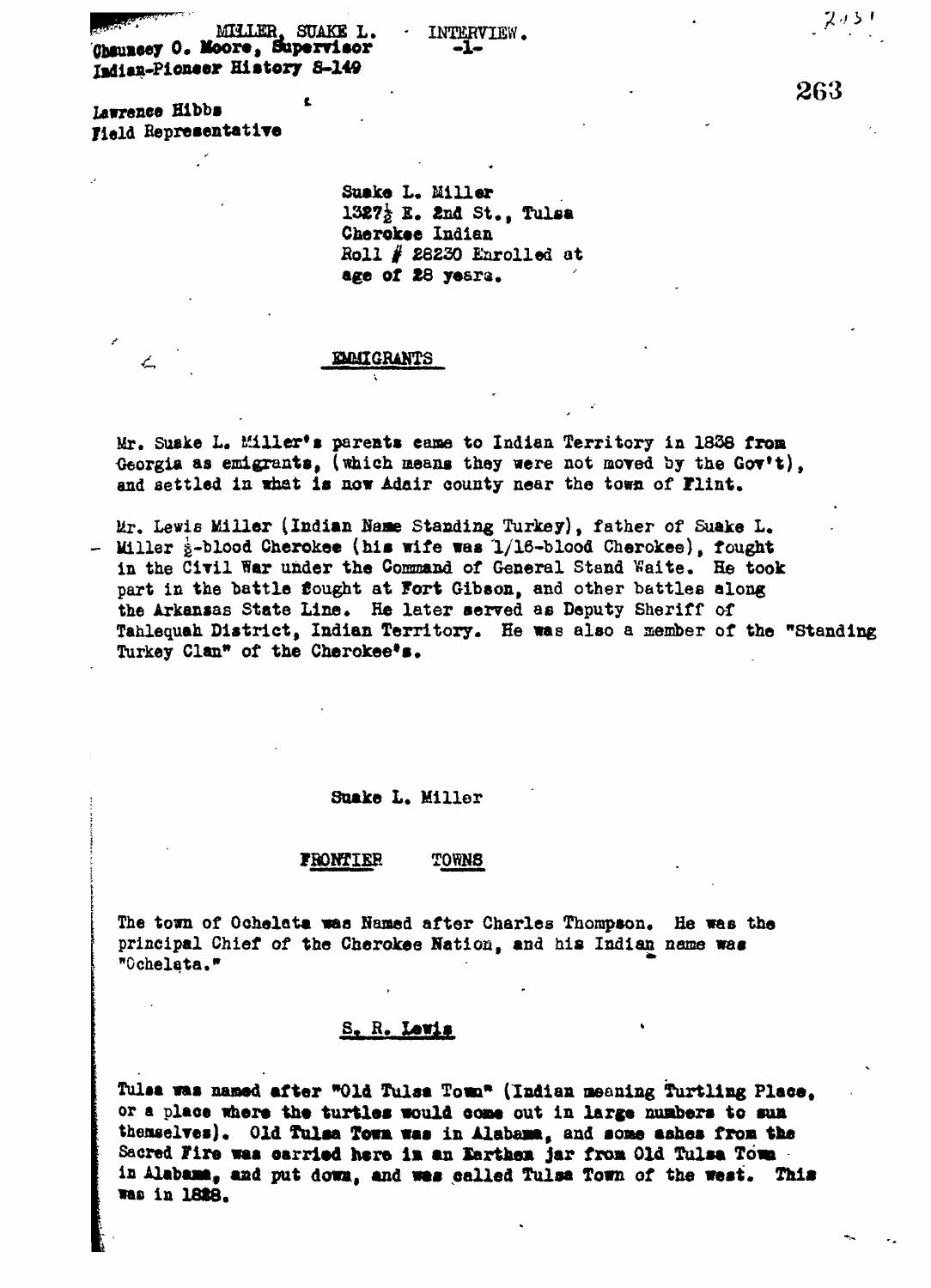MILLER, SUAKE L. INTERVIEW.

Chauncey O. Moore, Supervisor
Indian-Pioneer History S-149

Lawrence Hibbs
Field Representative

Suake L. Miller
1327½ E. 2nd St., Tulsa
Cherokee Indian
Roll # 28230 Enrolled at
age of 28 years.

## EMMIGRANTS

Mr. Suake L. Miller's parents came to Indian Territory in 1838 from Georgia as emigrants, (which means they were not moved by the Gov't), and settled in what is now Adair county near the town of Flint.

Mr. Lewis Miller (Indian Name Standing Turkey), father of Suake L. Miller ½-blood Cherokee (his wife was 1/16-blood Cherokee), fought in the Civil War under the Command of General Stand Waite. He took part in the battle fought at Fort Gibson, and other battles along the Arkansas State Line. He later served as Deputy Sheriff of Tahlequah District, Indian Territory. He was also a member of the "Standing Turkey Clan" of the Cherokee's.

Suake L. Miller

## FRONTIER TOWNS

The town of Ochelata was Named after Charles Thompson. He was the principal Chief of the Cherokee Nation, and his Indian name was "Ocheleta."

## S. R. Lewis

Tulsa was named after "Old Tulsa Town" (Indian meaning Turtling Place, or a place where the turtles would come out in large numbers to sun themselves). Old Tulsa Town was in Alabama, and some ashes from the Sacred Fire was carried here in an Earthen jar from Old Tulsa Town in Alabama, and put down, and was called Tulsa Town of the west. This was in 1828.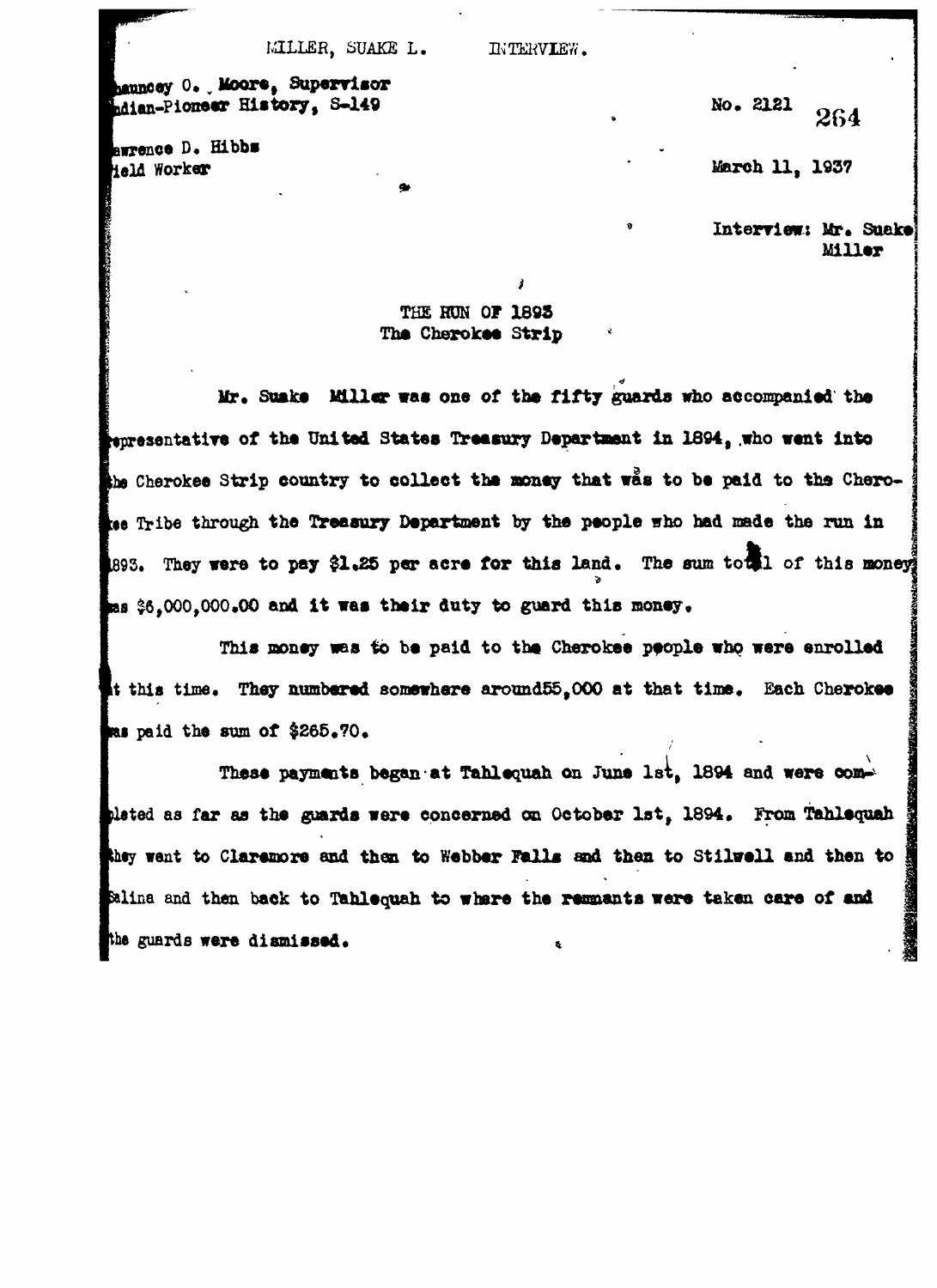MILLER, SUAKE L.          INTERVIEW.

hauncey O. Moore, Supervisor
ndian-Pioneer History, S-149

No. 2121          264

awrence D. Hibbs
ield Worker

March 11, 1937

Interview: Mr. Suake Miller

## THE RUN OF 1893
### The Cherokee Strip

Mr. Suake Miller was one of the fifty guards who accompanied the epresentative of the United States Treasury Department in 1894, who went into he Cherokee Strip country to collect the money that was to be paid to the Chero-ee Tribe through the Treasury Department by the people who had made the run in 893. They were to pay $1.25 per acre for this land. The sum total of this money as $6,000,000.00 and it was their duty to guard this money.

This money was to be paid to the Cherokee people who were enrolled t this time. They numbered somewhere around55,000 at that time. Each Cherokee as paid the sum of $265.70.

These payments began at Tahlequah on June 1st, 1894 and were com-pleted as far as the guards were concerned on October 1st, 1894. From Tahlequah they went to Claremore and then to Webber Falls and then to Stilwell and then to Salina and then back to Tahlequah to where the remnants were taken care of and the guards were dismissed.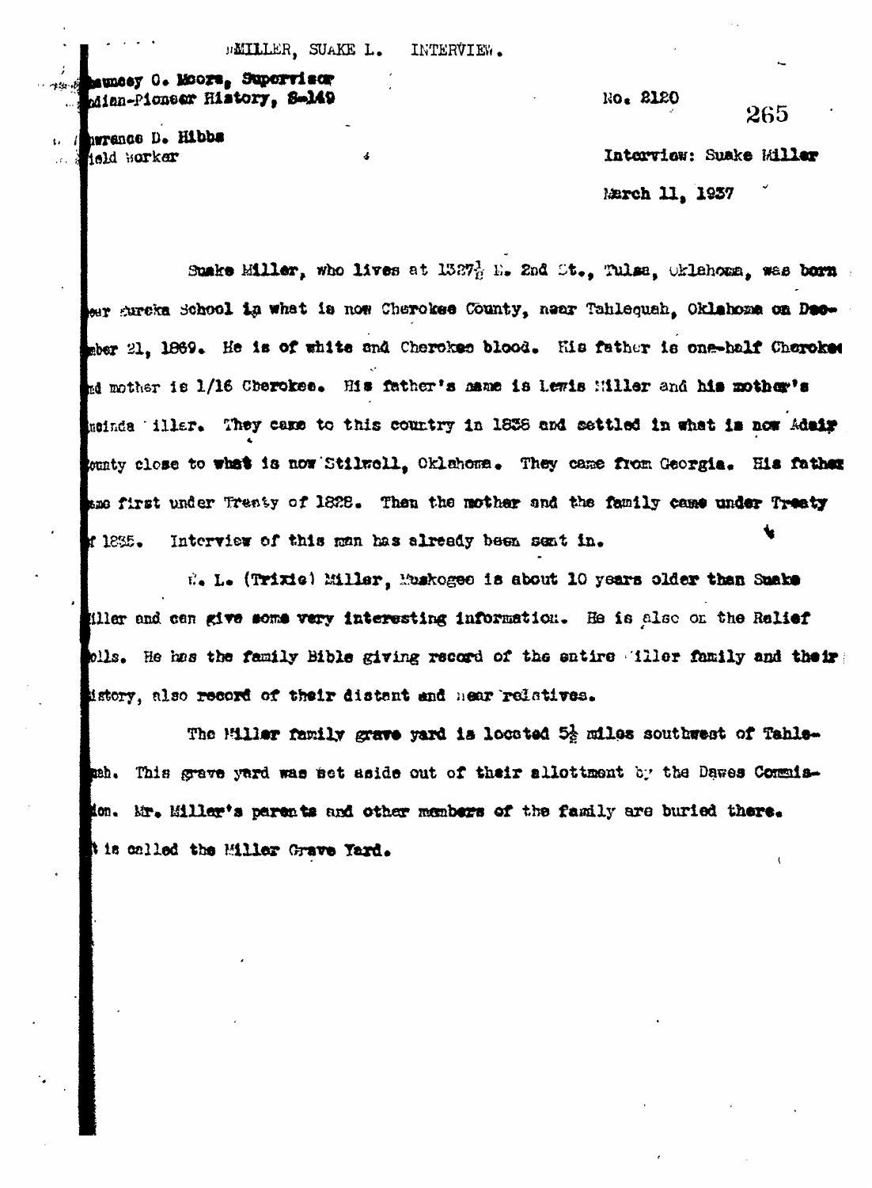MILLER, SUAKE L. INTERVIEW.

Grant Foreman, Supervisor
Indian-Pioneer History, S-149

Lawrence D. Hibbs
Field Worker

No. 2120

Interview: Suake Miller
March 11, 1937

Suake Miller, who lives at 1327½ E. 2nd St., Tulsa, Oklahoma, was born near Eureka School in what is now Cherokee County, near Tahlequah, Oklahoma on December 21, 1869. He is of white and Cherokee blood. His father is one-half Cherokee and mother is 1/16 Cherokee. His father's name is Lewis Miller and his mother's Lucinda Miller. They came to this country in 1838 and settled in what is now Adair County close to what is now Stilwell, Oklahoma. They came from Georgia. His father came first under Treaty of 1828. Then the mother and the family came under Treaty of 1835. Interview of this man has already been sent in.

E. L. (Trixie) Miller, Muskogee is about 10 years older than Suake Miller and can give some very interesting information. He is also on the Relief rolls. He has the family Bible giving record of the entire Miller family and their history, also record of their distant and near relatives.

The Miller family grave yard is located 5½ miles southwest of Tahlequah. This grave yard was set aside out of their allottment by the Dawes Commission. Mr. Miller's parents and other members of the family are buried there. It is called the Miller Grave Yard.